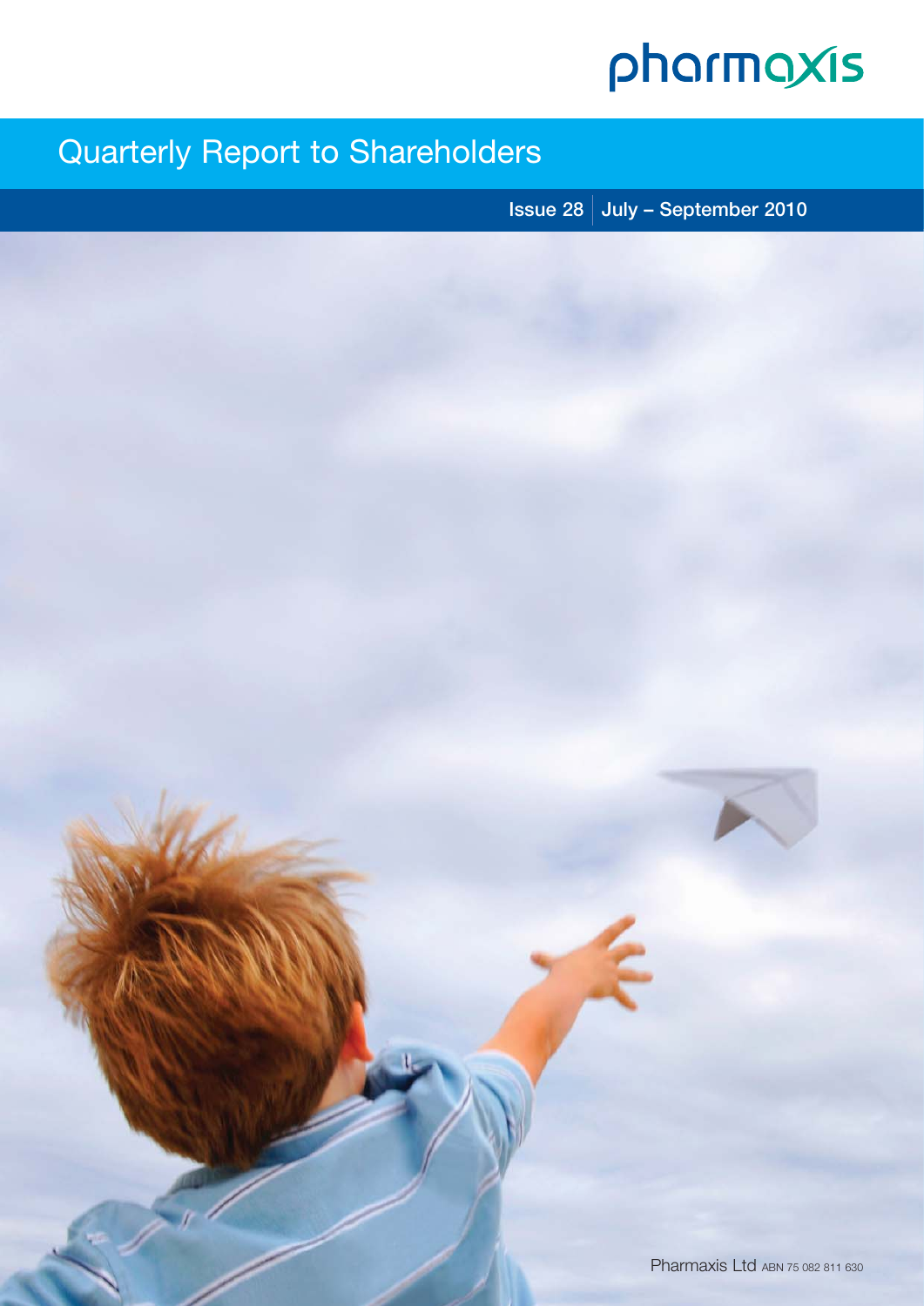pharmaxis

# Quarterly Report to Shareholders

**Issue 28 | July – September 2010**

Pharmaxis Ltd ABN 75 082 811 630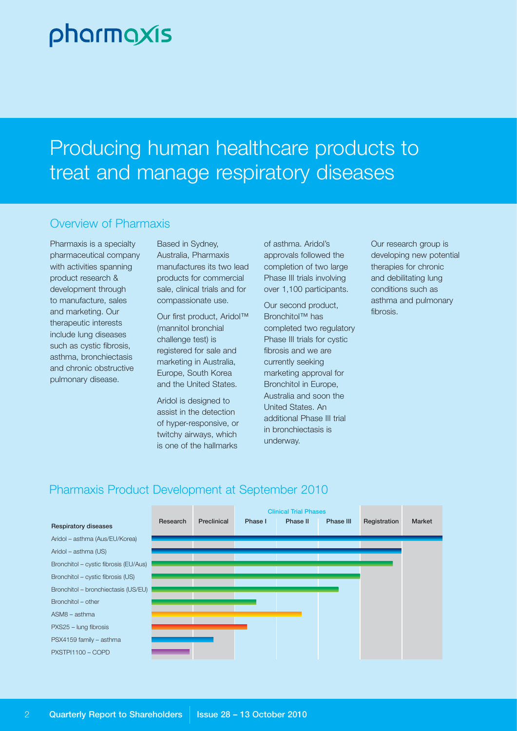# Producing human healthcare products to treat and manage respiratory diseases

## Overview of Pharmaxis

Pharmaxis is a specialty pharmaceutical company with activities spanning product research & development through to manufacture, sales and marketing. Our therapeutic interests include lung diseases such as cystic fibrosis, asthma, bronchiectasis and chronic obstructive pulmonary disease.

Based in Sydney, Australia, Pharmaxis manufactures its two lead products for commercial sale, clinical trials and for compassionate use.

Our first product, Aridol™ (mannitol bronchial challenge test) is registered for sale and marketing in Australia, Europe, South Korea and the United States.

Aridol is designed to assist in the detection of hyper-responsive, or twitchy airways, which is one of the hallmarks of asthma. Aridol's approvals followed the completion of two large Phase III trials involving over 1,100 participants.

Our second product, Bronchitol™ has completed two regulatory Phase III trials for cystic fibrosis and we are currently seeking marketing approval for Bronchitol in Europe, Australia and soon the United States. An additional Phase III trial in bronchiectasis is underway.

Our research group is developing new potential therapies for chronic and debilitating lung conditions such as asthma and pulmonary fibrosis.

## Pharmaxis Product Development at September 2010

| Respiratory diseases | Research | Preclinical | Clinical Trial Phases: Phase I | Phase II | Phase III | Registration | Market |
|---|---|---|---|---|---|---|---|
| Aridol – asthma (Aus/EU/Korea) | ■ | ■ | ■ | ■ | ■ | ■ | ■ |
| Aridol – asthma (US) | ■ | ■ | ■ | ■ | ■ | ■ | |
| Bronchitol – cystic fibrosis (EU/Aus) | ■ | ■ | ■ | ■ | ■ | ■ | |
| Bronchitol – cystic fibrosis (US) | ■ | ■ | ■ | ■ | ■ | | |
| Bronchitol – bronchiectasis (US/EU) | ■ | ■ | ■ | ■ | ■ | | |
| Bronchitol – other | ■ | ■ | ■ | | | | |
| ASM8 – asthma | ■ | ■ | ■ | ■ | | | |
| PXS25 – lung fibrosis | ■ | ■ | ■ | | | | |
| PSX4159 family – asthma | ■ | ■ | | | | | |
| PXSTPI1100 – COPD | ■ | | | | | | |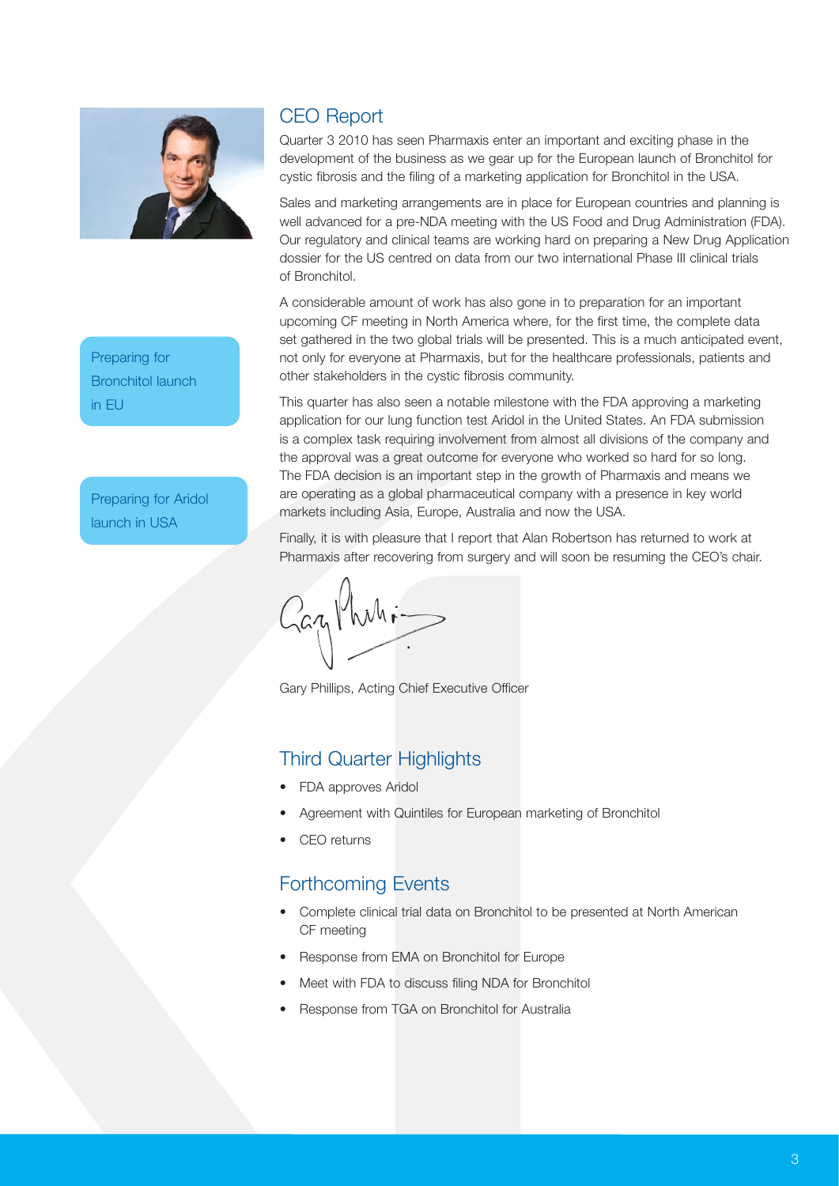## CEO Report

Quarter 3 2010 has seen Pharmaxis enter an important and exciting phase in the development of the business as we gear up for the European launch of Bronchitol for cystic fibrosis and the filing of a marketing application for Bronchitol in the USA.

Sales and marketing arrangements are in place for European countries and planning is well advanced for a pre-NDA meeting with the US Food and Drug Administration (FDA). Our regulatory and clinical teams are working hard on preparing a New Drug Application dossier for the US centred on data from our two international Phase III clinical trials of Bronchitol.

A considerable amount of work has also gone in to preparation for an important upcoming CF meeting in North America where, for the first time, the complete data set gathered in the two global trials will be presented. This is a much anticipated event, not only for everyone at Pharmaxis, but for the healthcare professionals, patients and other stakeholders in the cystic fibrosis community.

Preparing for Bronchitol launch in EU

Preparing for Aridol launch in USA

This quarter has also seen a notable milestone with the FDA approving a marketing application for our lung function test Aridol in the United States. An FDA submission is a complex task requiring involvement from almost all divisions of the company and the approval was a great outcome for everyone who worked so hard for so long. The FDA decision is an important step in the growth of Pharmaxis and means we are operating as a global pharmaceutical company with a presence in key world markets including Asia, Europe, Australia and now the USA.

Finally, it is with pleasure that I report that Alan Robertson has returned to work at Pharmaxis after recovering from surgery and will soon be resuming the CEO's chair.

Gary Phillips, Acting Chief Executive Officer

## Third Quarter Highlights

- FDA approves Aridol
- Agreement with Quintiles for European marketing of Bronchitol
- CEO returns

## Forthcoming Events

- Complete clinical trial data on Bronchitol to be presented at North American CF meeting
- Response from EMA on Bronchitol for Europe
- Meet with FDA to discuss filing NDA for Bronchitol
- Response from TGA on Bronchitol for Australia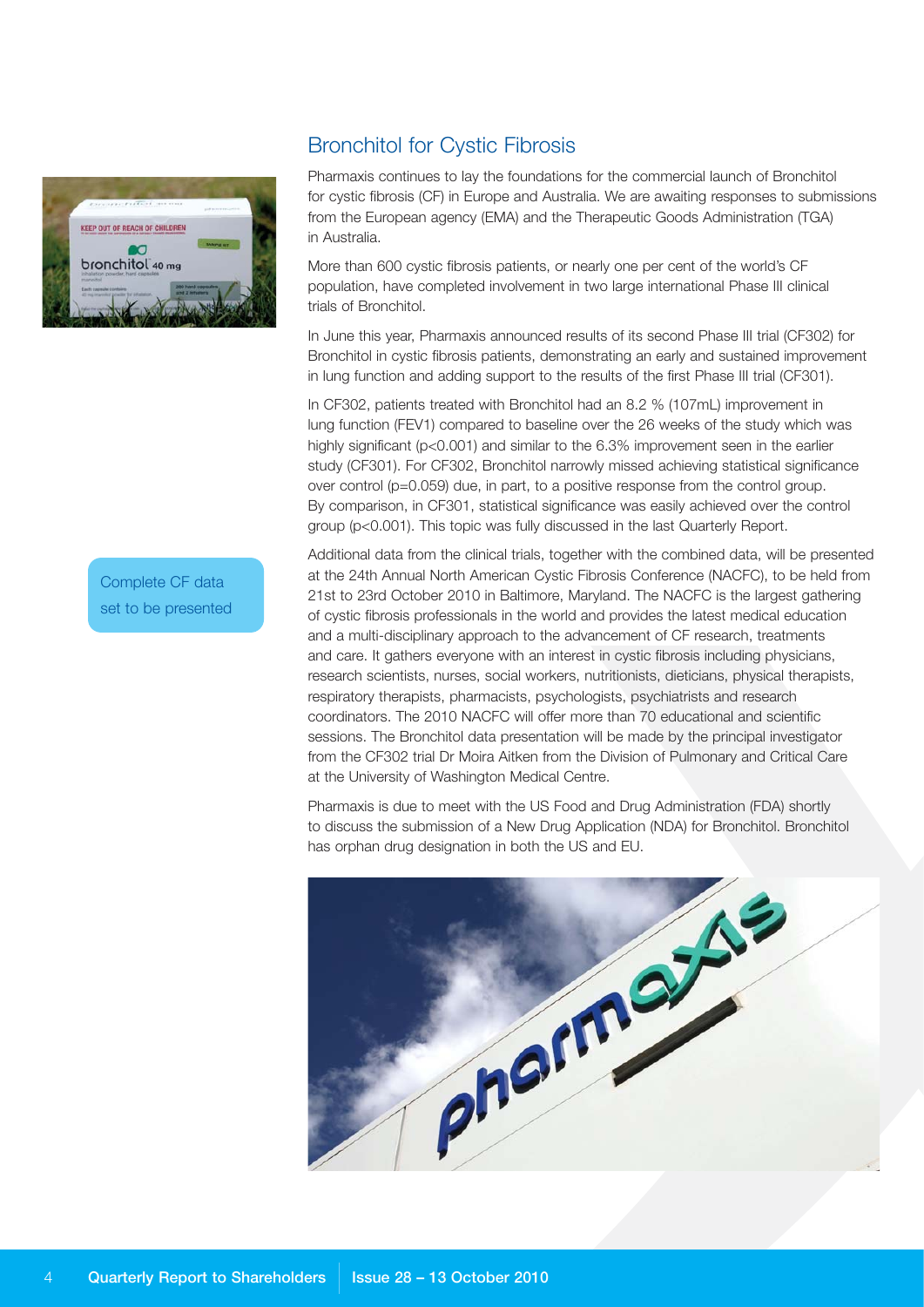## Bronchitol for Cystic Fibrosis

Pharmaxis continues to lay the foundations for the commercial launch of Bronchitol for cystic fibrosis (CF) in Europe and Australia. We are awaiting responses to submissions from the European agency (EMA) and the Therapeutic Goods Administration (TGA) in Australia.

More than 600 cystic fibrosis patients, or nearly one per cent of the world's CF population, have completed involvement in two large international Phase III clinical trials of Bronchitol.

In June this year, Pharmaxis announced results of its second Phase III trial (CF302) for Bronchitol in cystic fibrosis patients, demonstrating an early and sustained improvement in lung function and adding support to the results of the first Phase III trial (CF301).

In CF302, patients treated with Bronchitol had an 8.2 % (107mL) improvement in lung function (FEV1) compared to baseline over the 26 weeks of the study which was highly significant ($p<0.001$) and similar to the 6.3% improvement seen in the earlier study (CF301). For CF302, Bronchitol narrowly missed achieving statistical significance over control ($p=0.059$) due, in part, to a positive response from the control group. By comparison, in CF301, statistical significance was easily achieved over the control group ($p<0.001$). This topic was fully discussed in the last Quarterly Report.

Complete CF data set to be presented

Additional data from the clinical trials, together with the combined data, will be presented at the 24th Annual North American Cystic Fibrosis Conference (NACFC), to be held from 21st to 23rd October 2010 in Baltimore, Maryland. The NACFC is the largest gathering of cystic fibrosis professionals in the world and provides the latest medical education and a multi-disciplinary approach to the advancement of CF research, treatments and care. It gathers everyone with an interest in cystic fibrosis including physicians, research scientists, nurses, social workers, nutritionists, dieticians, physical therapists, respiratory therapists, pharmacists, psychologists, psychiatrists and research coordinators. The 2010 NACFC will offer more than 70 educational and scientific sessions. The Bronchitol data presentation will be made by the principal investigator from the CF302 trial Dr Moira Aitken from the Division of Pulmonary and Critical Care at the University of Washington Medical Centre.

Pharmaxis is due to meet with the US Food and Drug Administration (FDA) shortly to discuss the submission of a New Drug Application (NDA) for Bronchitol. Bronchitol has orphan drug designation in both the US and EU.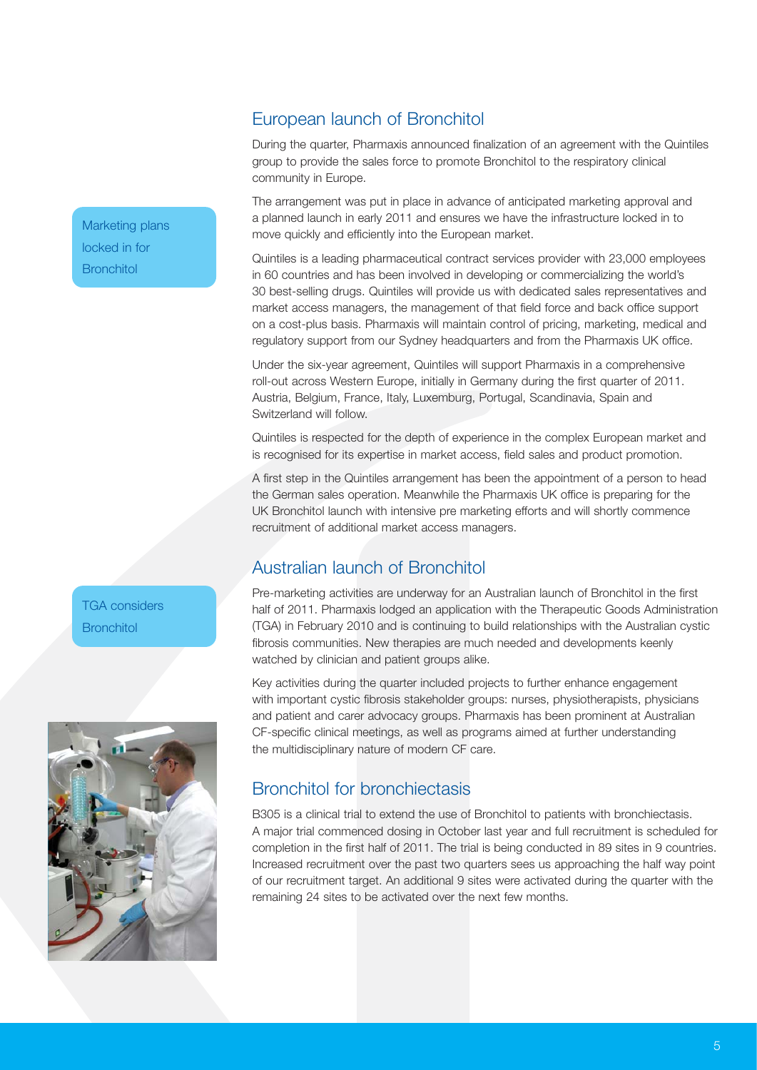## European launch of Bronchitol

Marketing plans locked in for Bronchitol

During the quarter, Pharmaxis announced finalization of an agreement with the Quintiles group to provide the sales force to promote Bronchitol to the respiratory clinical community in Europe.

The arrangement was put in place in advance of anticipated marketing approval and a planned launch in early 2011 and ensures we have the infrastructure locked in to move quickly and efficiently into the European market.

Quintiles is a leading pharmaceutical contract services provider with 23,000 employees in 60 countries and has been involved in developing or commercializing the world's 30 best-selling drugs. Quintiles will provide us with dedicated sales representatives and market access managers, the management of that field force and back office support on a cost-plus basis. Pharmaxis will maintain control of pricing, marketing, medical and regulatory support from our Sydney headquarters and from the Pharmaxis UK office.

Under the six-year agreement, Quintiles will support Pharmaxis in a comprehensive roll-out across Western Europe, initially in Germany during the first quarter of 2011. Austria, Belgium, France, Italy, Luxemburg, Portugal, Scandinavia, Spain and Switzerland will follow.

Quintiles is respected for the depth of experience in the complex European market and is recognised for its expertise in market access, field sales and product promotion.

A first step in the Quintiles arrangement has been the appointment of a person to head the German sales operation. Meanwhile the Pharmaxis UK office is preparing for the UK Bronchitol launch with intensive pre marketing efforts and will shortly commence recruitment of additional market access managers.

## Australian launch of Bronchitol

TGA considers Bronchitol

Pre-marketing activities are underway for an Australian launch of Bronchitol in the first half of 2011. Pharmaxis lodged an application with the Therapeutic Goods Administration (TGA) in February 2010 and is continuing to build relationships with the Australian cystic fibrosis communities. New therapies are much needed and developments keenly watched by clinician and patient groups alike.

Key activities during the quarter included projects to further enhance engagement with important cystic fibrosis stakeholder groups: nurses, physiotherapists, physicians and patient and carer advocacy groups. Pharmaxis has been prominent at Australian CF-specific clinical meetings, as well as programs aimed at further understanding the multidisciplinary nature of modern CF care.

## Bronchitol for bronchiectasis

B305 is a clinical trial to extend the use of Bronchitol to patients with bronchiectasis. A major trial commenced dosing in October last year and full recruitment is scheduled for completion in the first half of 2011. The trial is being conducted in 89 sites in 9 countries. Increased recruitment over the past two quarters sees us approaching the half way point of our recruitment target. An additional 9 sites were activated during the quarter with the remaining 24 sites to be activated over the next few months.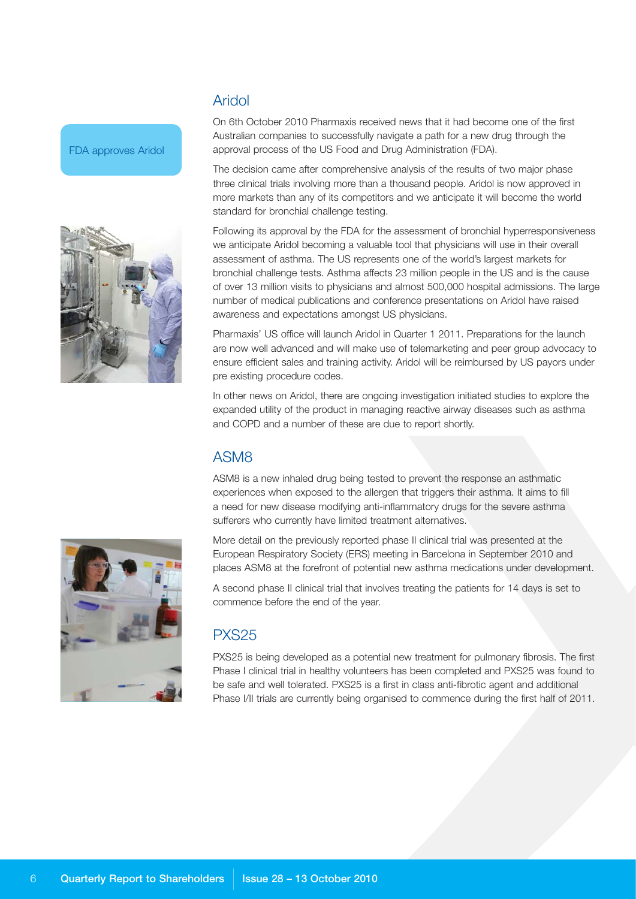## Aridol

FDA approves Aridol

On 6th October 2010 Pharmaxis received news that it had become one of the first Australian companies to successfully navigate a path for a new drug through the approval process of the US Food and Drug Administration (FDA).

The decision came after comprehensive analysis of the results of two major phase three clinical trials involving more than a thousand people. Aridol is now approved in more markets than any of its competitors and we anticipate it will become the world standard for bronchial challenge testing.

Following its approval by the FDA for the assessment of bronchial hyperresponsiveness we anticipate Aridol becoming a valuable tool that physicians will use in their overall assessment of asthma. The US represents one of the world's largest markets for bronchial challenge tests. Asthma affects 23 million people in the US and is the cause of over 13 million visits to physicians and almost 500,000 hospital admissions. The large number of medical publications and conference presentations on Aridol have raised awareness and expectations amongst US physicians.

Pharmaxis' US office will launch Aridol in Quarter 1 2011. Preparations for the launch are now well advanced and will make use of telemarketing and peer group advocacy to ensure efficient sales and training activity. Aridol will be reimbursed by US payors under pre existing procedure codes.

In other news on Aridol, there are ongoing investigation initiated studies to explore the expanded utility of the product in managing reactive airway diseases such as asthma and COPD and a number of these are due to report shortly.

## ASM8

ASM8 is a new inhaled drug being tested to prevent the response an asthmatic experiences when exposed to the allergen that triggers their asthma. It aims to fill a need for new disease modifying anti-inflammatory drugs for the severe asthma sufferers who currently have limited treatment alternatives.

More detail on the previously reported phase II clinical trial was presented at the European Respiratory Society (ERS) meeting in Barcelona in September 2010 and places ASM8 at the forefront of potential new asthma medications under development.

A second phase II clinical trial that involves treating the patients for 14 days is set to commence before the end of the year.

## PXS25

PXS25 is being developed as a potential new treatment for pulmonary fibrosis. The first Phase I clinical trial in healthy volunteers has been completed and PXS25 was found to be safe and well tolerated. PXS25 is a first in class anti-fibrotic agent and additional Phase I/II trials are currently being organised to commence during the first half of 2011.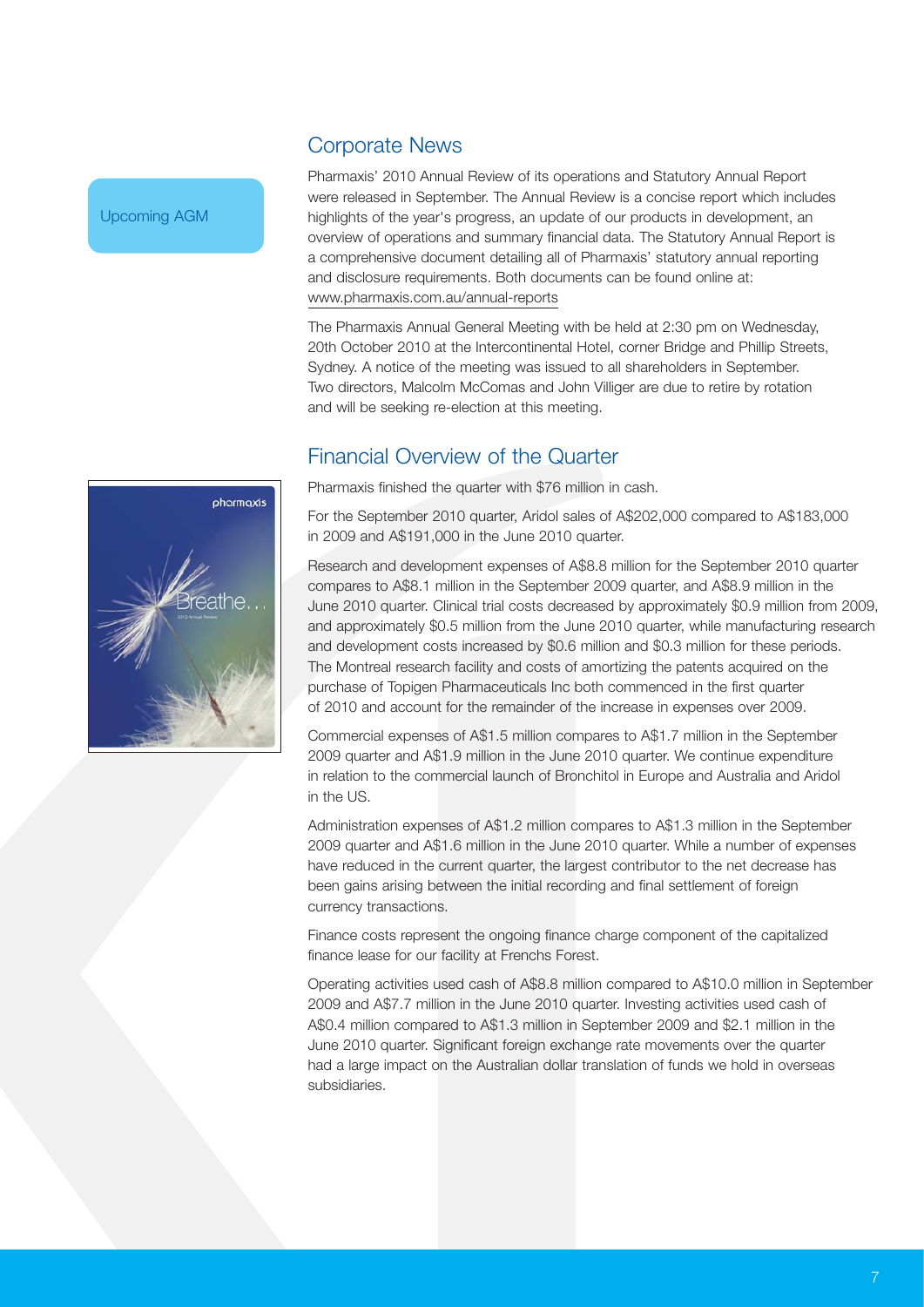Upcoming AGM

## Corporate News

Pharmaxis' 2010 Annual Review of its operations and Statutory Annual Report were released in September. The Annual Review is a concise report which includes highlights of the year's progress, an update of our products in development, an overview of operations and summary financial data. The Statutory Annual Report is a comprehensive document detailing all of Pharmaxis' statutory annual reporting and disclosure requirements. Both documents can be found online at: www.pharmaxis.com.au/annual-reports

The Pharmaxis Annual General Meeting with be held at 2:30 pm on Wednesday, 20th October 2010 at the Intercontinental Hotel, corner Bridge and Phillip Streets, Sydney. A notice of the meeting was issued to all shareholders in September. Two directors, Malcolm McComas and John Villiger are due to retire by rotation and will be seeking re-election at this meeting.

## Financial Overview of the Quarter

Pharmaxis finished the quarter with $76 million in cash.

For the September 2010 quarter, Aridol sales of A$202,000 compared to A$183,000 in 2009 and A$191,000 in the June 2010 quarter.

Research and development expenses of A$8.8 million for the September 2010 quarter compares to A$8.1 million in the September 2009 quarter, and A$8.9 million in the June 2010 quarter. Clinical trial costs decreased by approximately $0.9 million from 2009, and approximately $0.5 million from the June 2010 quarter, while manufacturing research and development costs increased by $0.6 million and $0.3 million for these periods. The Montreal research facility and costs of amortizing the patents acquired on the purchase of Topigen Pharmaceuticals Inc both commenced in the first quarter of 2010 and account for the remainder of the increase in expenses over 2009.

Commercial expenses of A$1.5 million compares to A$1.7 million in the September 2009 quarter and A$1.9 million in the June 2010 quarter. We continue expenditure in relation to the commercial launch of Bronchitol in Europe and Australia and Aridol in the US.

Administration expenses of A$1.2 million compares to A$1.3 million in the September 2009 quarter and A$1.6 million in the June 2010 quarter. While a number of expenses have reduced in the current quarter, the largest contributor to the net decrease has been gains arising between the initial recording and final settlement of foreign currency transactions.

Finance costs represent the ongoing finance charge component of the capitalized finance lease for our facility at Frenchs Forest.

Operating activities used cash of A$8.8 million compared to A$10.0 million in September 2009 and A$7.7 million in the June 2010 quarter. Investing activities used cash of A$0.4 million compared to A$1.3 million in September 2009 and $2.1 million in the June 2010 quarter. Significant foreign exchange rate movements over the quarter had a large impact on the Australian dollar translation of funds we hold in overseas subsidiaries.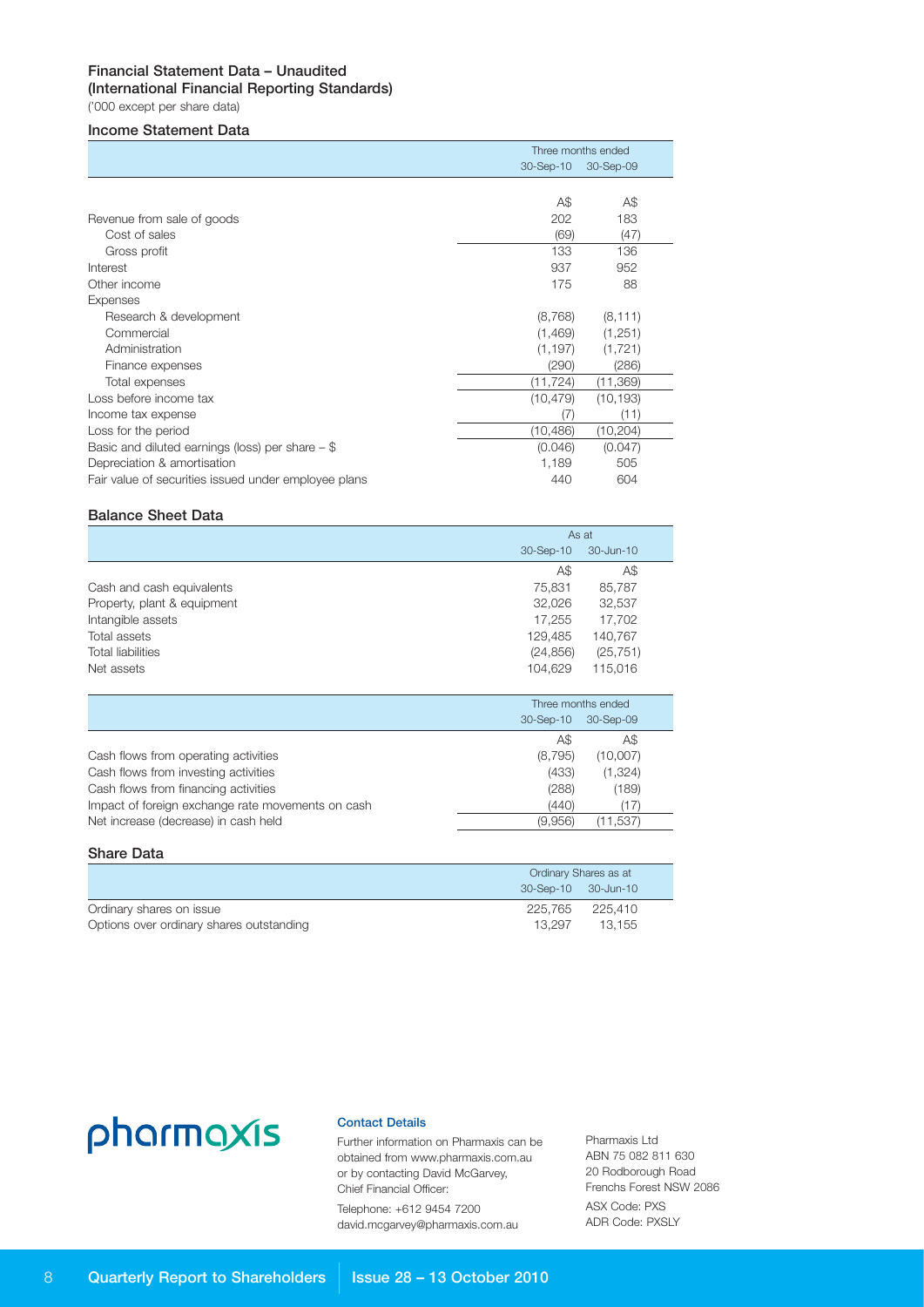## Financial Statement Data – Unaudited

**(International Financial Reporting Standards)**

('000 except per share data)

### Income Statement Data

| | Three months ended | |
|---|---|---|
| | 30-Sep-10 | 30-Sep-09 |
| | A$ | A$ |
| Revenue from sale of goods | 202 | 183 |
| Cost of sales | (69) | (47) |
| Gross profit | 133 | 136 |
| Interest | 937 | 952 |
| Other income | 175 | 88 |
| Expenses | | |
| Research & development | (8,768) | (8,111) |
| Commercial | (1,469) | (1,251) |
| Administration | (1,197) | (1,721) |
| Finance expenses | (290) | (286) |
| Total expenses | (11,724) | (11,369) |
| Loss before income tax | (10,479) | (10,193) |
| Income tax expense | (7) | (11) |
| Loss for the period | (10,486) | (10,204) |
| Basic and diluted earnings (loss) per share – $ | (0.046) | (0.047) |
| Depreciation & amortisation | 1,189 | 505 |
| Fair value of securities issued under employee plans | 440 | 604 |

### Balance Sheet Data

| | As at | |
|---|---|---|
| | 30-Sep-10 | 30-Jun-10 |
| | A$ | A$ |
| Cash and cash equivalents | 75,831 | 85,787 |
| Property, plant & equipment | 32,026 | 32,537 |
| Intangible assets | 17,255 | 17,702 |
| Total assets | 129,485 | 140,767 |
| Total liabilities | (24,856) | (25,751) |
| Net assets | 104,629 | 115,016 |

| | Three months ended | |
|---|---|---|
| | 30-Sep-10 | 30-Sep-09 |
| | A$ | A$ |
| Cash flows from operating activities | (8,795) | (10,007) |
| Cash flows from investing activities | (433) | (1,324) |
| Cash flows from financing activities | (288) | (189) |
| Impact of foreign exchange rate movements on cash | (440) | (17) |
| Net increase (decrease) in cash held | (9,956) | (11,537) |

### Share Data

| | Ordinary Shares as at | |
|---|---|---|
| | 30-Sep-10 | 30-Jun-10 |
| Ordinary shares on issue | 225,765 | 225,410 |
| Options over ordinary shares outstanding | 13,297 | 13,155 |

pharmaxis

**Contact Details**

Further information on Pharmaxis can be obtained from www.pharmaxis.com.au or by contacting David McGarvey, Chief Financial Officer:

Telephone: +612 9454 7200
david.mcgarvey@pharmaxis.com.au

Pharmaxis Ltd
ABN 75 082 811 630
20 Rodborough Road
Frenchs Forest NSW 2086
ASX Code: PXS
ADR Code: PXSLY